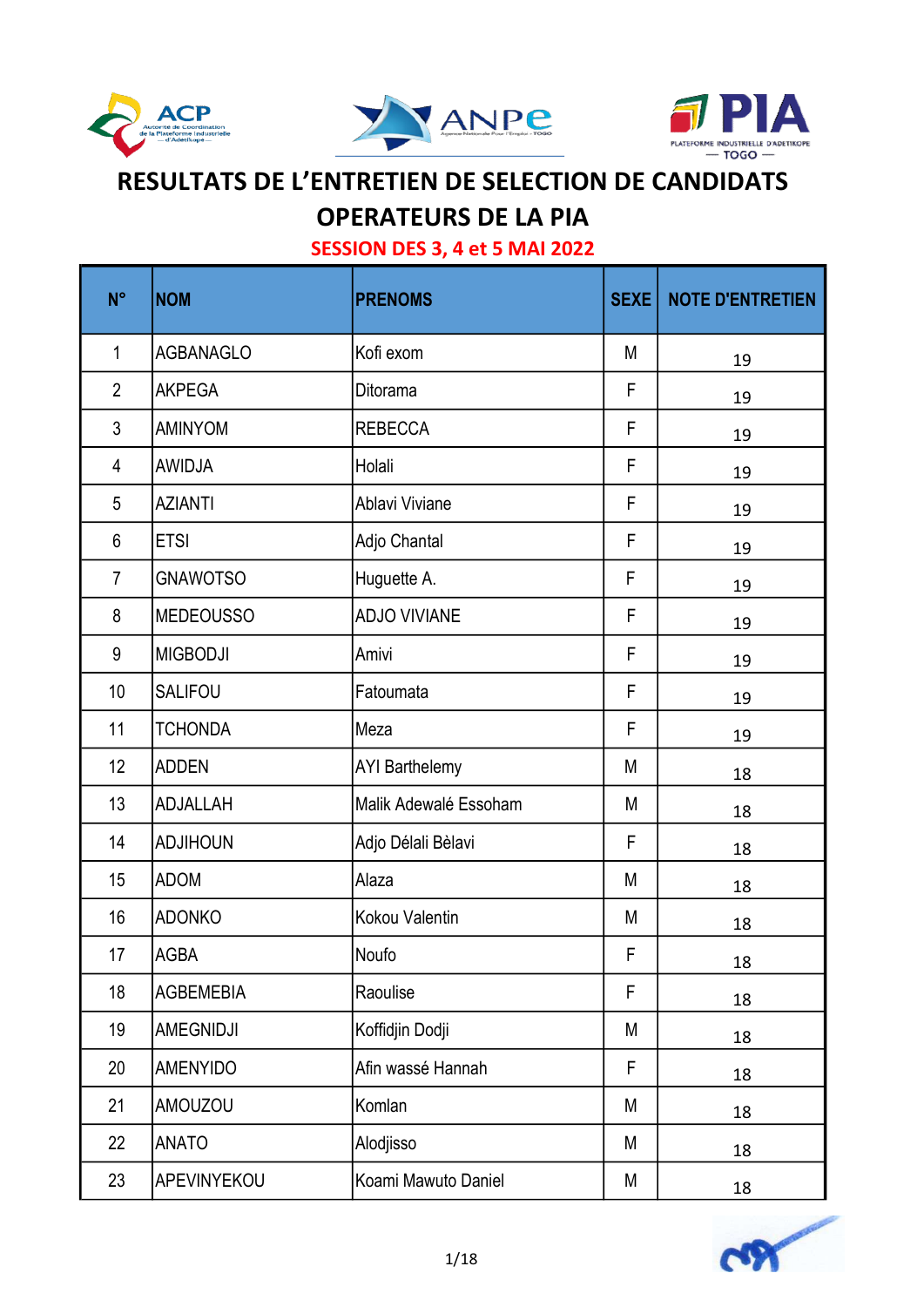# RESULTATS DE L'ENTRETIEN DE SELECTION DE CANDIDATS OPERATEURS DE LA PIA

## SESSION DES 3, 4 et 5 MAI 2022

| N° | NOM | PRENOMS | SEXE | NOTE D'ENTRETIEN |
|---|---|---|---|---|
| 1 | AGBANAGLO | Kofi exom | M | 19 |
| 2 | AKPEGA | Ditorama | F | 19 |
| 3 | AMINYOM | REBECCA | F | 19 |
| 4 | AWIDJA | Holali | F | 19 |
| 5 | AZIANTI | Ablavi Viviane | F | 19 |
| 6 | ETSI | Adjo Chantal | F | 19 |
| 7 | GNAWOTSO | Huguette A. | F | 19 |
| 8 | MEDEOUSSO | ADJO VIVIANE | F | 19 |
| 9 | MIGBODJI | Amivi | F | 19 |
| 10 | SALIFOU | Fatoumata | F | 19 |
| 11 | TCHONDA | Meza | F | 19 |
| 12 | ADDEN | AYI Barthelemy | M | 18 |
| 13 | ADJALLAH | Malik Adewalé Essoham | M | 18 |
| 14 | ADJIHOUN | Adjo Délali Bèlavi | F | 18 |
| 15 | ADOM | Alaza | M | 18 |
| 16 | ADONKO | Kokou Valentin | M | 18 |
| 17 | AGBA | Noufo | F | 18 |
| 18 | AGBEMEBIA | Raoulise | F | 18 |
| 19 | AMEGNIDJI | Koffidjin Dodji | M | 18 |
| 20 | AMENYIDO | Afin wassé Hannah | F | 18 |
| 21 | AMOUZOU | Komlan | M | 18 |
| 22 | ANATO | Alodjisso | M | 18 |
| 23 | APEVINYEKOU | Koami Mawuto Daniel | M | 18 |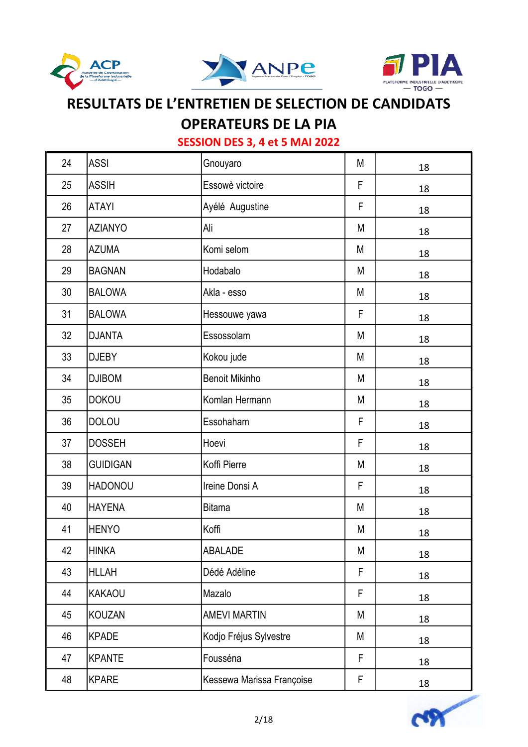# RESULTATS DE L'ENTRETIEN DE SELECTION DE CANDIDATS OPERATEURS DE LA PIA

## SESSION DES 3, 4 et 5 MAI 2022

| | | | | |
|---|---|---|---|---|
| 24 | ASSI | Gnouyaro | M | 18 |
| 25 | ASSIH | Essowè victoire | F | 18 |
| 26 | ATAYI | Ayélé Augustine | F | 18 |
| 27 | AZIANYO | Ali | M | 18 |
| 28 | AZUMA | Komi selom | M | 18 |
| 29 | BAGNAN | Hodabalo | M | 18 |
| 30 | BALOWA | Akla - esso | M | 18 |
| 31 | BALOWA | Hessouwe yawa | F | 18 |
| 32 | DJANTA | Essossolam | M | 18 |
| 33 | DJEBY | Kokou jude | M | 18 |
| 34 | DJIBOM | Benoit Mikinho | M | 18 |
| 35 | DOKOU | Komlan Hermann | M | 18 |
| 36 | DOLOU | Essohaham | F | 18 |
| 37 | DOSSEH | Hoevi | F | 18 |
| 38 | GUIDIGAN | Koffi Pierre | M | 18 |
| 39 | HADONOU | Ireine Donsi A | F | 18 |
| 40 | HAYENA | Bitama | M | 18 |
| 41 | HENYO | Koffi | M | 18 |
| 42 | HINKA | ABALADE | M | 18 |
| 43 | HLLAH | Dédé Adéline | F | 18 |
| 44 | KAKAOU | Mazalo | F | 18 |
| 45 | KOUZAN | AMEVI MARTIN | M | 18 |
| 46 | KPADE | Kodjo Fréjus Sylvestre | M | 18 |
| 47 | KPANTE | Fousséna | F | 18 |
| 48 | KPARE | Kessewa Marissa Françoise | F | 18 |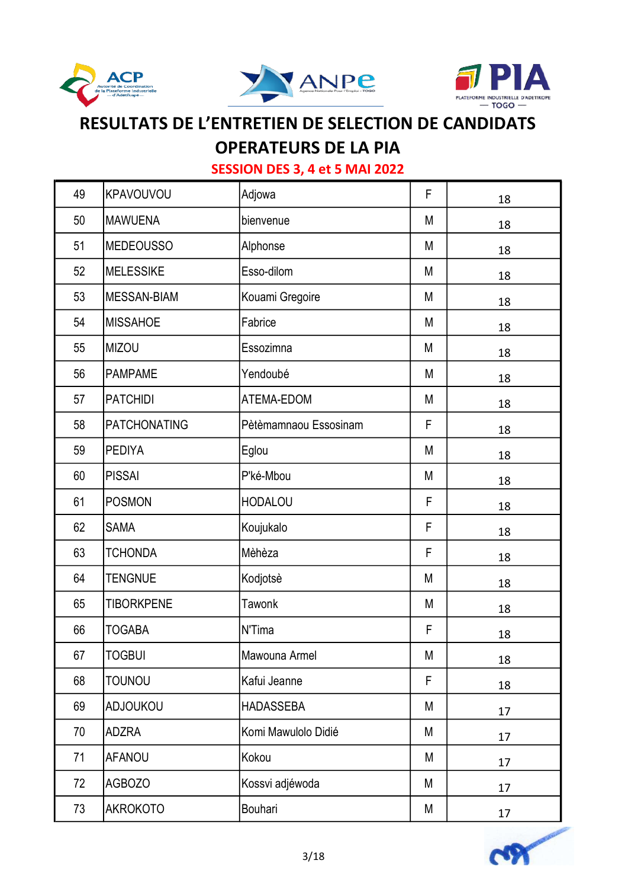# RESULTATS DE L'ENTRETIEN DE SELECTION DE CANDIDATS OPERATEURS DE LA PIA

## SESSION DES 3, 4 et 5 MAI 2022

| | | | | |
|---|---|---|---|---|
| 49 | KPAVOUVOU | Adjowa | F | 18 |
| 50 | MAWUENA | bienvenue | M | 18 |
| 51 | MEDEOUSSO | Alphonse | M | 18 |
| 52 | MELESSIKE | Esso-dilom | M | 18 |
| 53 | MESSAN-BIAM | Kouami Gregoire | M | 18 |
| 54 | MISSAHOE | Fabrice | M | 18 |
| 55 | MIZOU | Essozimna | M | 18 |
| 56 | PAMPAME | Yendoubé | M | 18 |
| 57 | PATCHIDI | ATEMA-EDOM | M | 18 |
| 58 | PATCHONATING | Pètèmamnaou Essosinam | F | 18 |
| 59 | PEDIYA | Eglou | M | 18 |
| 60 | PISSAI | P'ké-Mbou | M | 18 |
| 61 | POSMON | HODALOU | F | 18 |
| 62 | SAMA | Koujukalo | F | 18 |
| 63 | TCHONDA | Mèhèza | F | 18 |
| 64 | TENGNUE | Kodjotsè | M | 18 |
| 65 | TIBORKPENE | Tawonk | M | 18 |
| 66 | TOGABA | N'Tima | F | 18 |
| 67 | TOGBUI | Mawouna Armel | M | 18 |
| 68 | TOUNOU | Kafui Jeanne | F | 18 |
| 69 | ADJOUKOU | HADASSEBA | M | 17 |
| 70 | ADZRA | Komi Mawulolo Didié | M | 17 |
| 71 | AFANOU | Kokou | M | 17 |
| 72 | AGBOZO | Kossvi adjéwoda | M | 17 |
| 73 | AKROKOTO | Bouhari | M | 17 |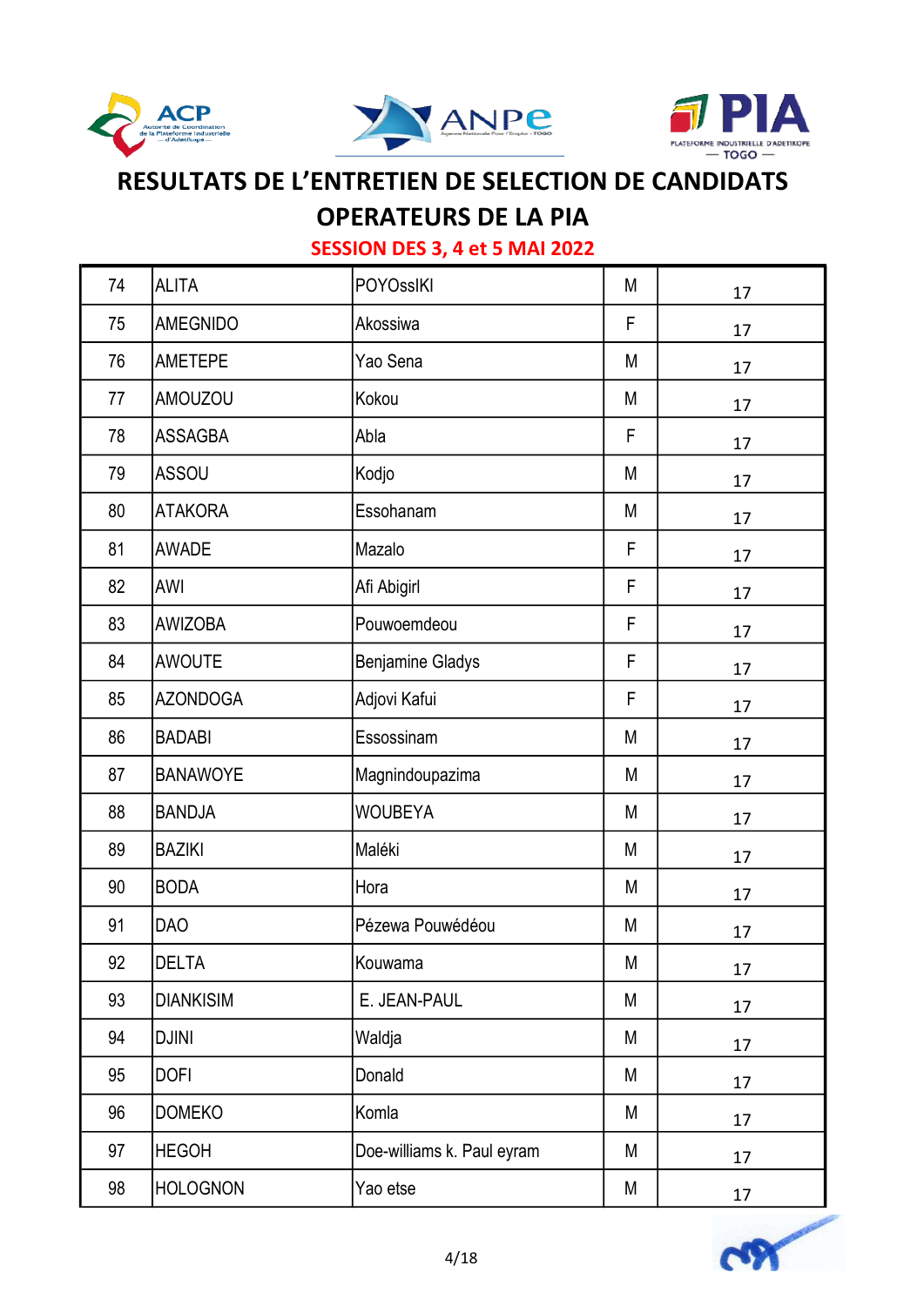# RESULTATS DE L'ENTRETIEN DE SELECTION DE CANDIDATS OPERATEURS DE LA PIA

## SESSION DES 3, 4 et 5 MAI 2022

| | | | | |
|---|---|---|---|---|
| 74 | ALITA | POYOssIKI | M | 17 |
| 75 | AMEGNIDO | Akossiwa | F | 17 |
| 76 | AMETEPE | Yao Sena | M | 17 |
| 77 | AMOUZOU | Kokou | M | 17 |
| 78 | ASSAGBA | Abla | F | 17 |
| 79 | ASSOU | Kodjo | M | 17 |
| 80 | ATAKORA | Essohanam | M | 17 |
| 81 | AWADE | Mazalo | F | 17 |
| 82 | AWI | Afi Abigirl | F | 17 |
| 83 | AWIZOBA | Pouwoemdeou | F | 17 |
| 84 | AWOUTE | Benjamine Gladys | F | 17 |
| 85 | AZONDOGA | Adjovi Kafui | F | 17 |
| 86 | BADABI | Essossinam | M | 17 |
| 87 | BANAWOYE | Magnindoupazima | M | 17 |
| 88 | BANDJA | WOUBEYA | M | 17 |
| 89 | BAZIKI | Maléki | M | 17 |
| 90 | BODA | Hora | M | 17 |
| 91 | DAO | Pézewa Pouwédéou | M | 17 |
| 92 | DELTA | Kouwama | M | 17 |
| 93 | DIANKISIM | E. JEAN-PAUL | M | 17 |
| 94 | DJINI | Waldja | M | 17 |
| 95 | DOFI | Donald | M | 17 |
| 96 | DOMEKO | Komla | M | 17 |
| 97 | HEGOH | Doe-williams k. Paul eyram | M | 17 |
| 98 | HOLOGNON | Yao etse | M | 17 |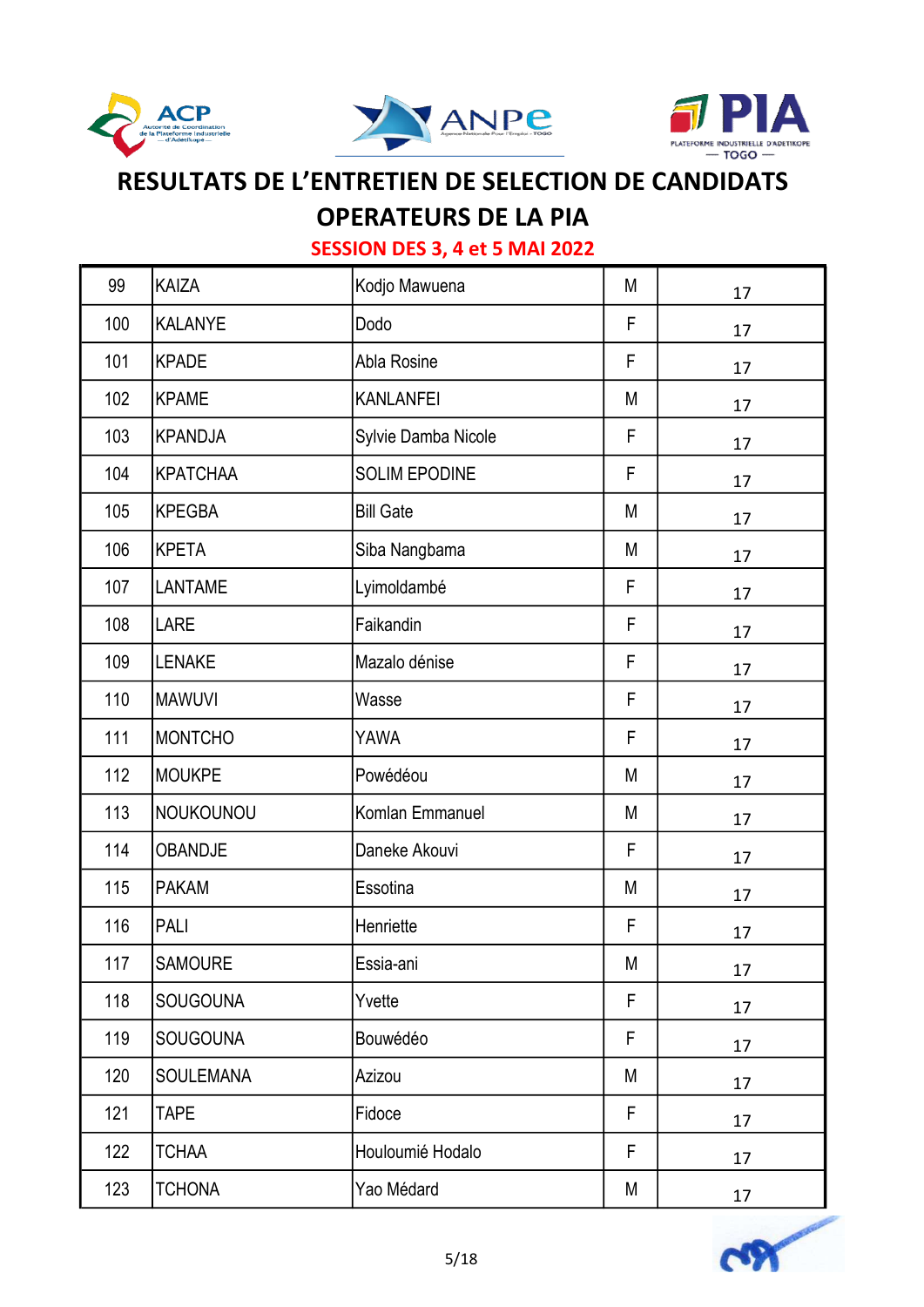# RESULTATS DE L'ENTRETIEN DE SELECTION DE CANDIDATS OPERATEURS DE LA PIA

## SESSION DES 3, 4 et 5 MAI 2022

| | | | | |
|---|---|---|---|---|
| 99 | KAIZA | Kodjo Mawuena | M | 17 |
| 100 | KALANYE | Dodo | F | 17 |
| 101 | KPADE | Abla Rosine | F | 17 |
| 102 | KPAME | KANLANFEI | M | 17 |
| 103 | KPANDJA | Sylvie Damba Nicole | F | 17 |
| 104 | KPATCHAA | SOLIM EPODINE | F | 17 |
| 105 | KPEGBA | Bill Gate | M | 17 |
| 106 | KPETA | Siba Nangbama | M | 17 |
| 107 | LANTAME | Lyimoldambé | F | 17 |
| 108 | LARE | Faikandin | F | 17 |
| 109 | LENAKE | Mazalo dénise | F | 17 |
| 110 | MAWUVI | Wasse | F | 17 |
| 111 | MONTCHO | YAWA | F | 17 |
| 112 | MOUKPE | Powédéou | M | 17 |
| 113 | NOUKOUNOU | Komlan Emmanuel | M | 17 |
| 114 | OBANDJE | Daneke Akouvi | F | 17 |
| 115 | PAKAM | Essotina | M | 17 |
| 116 | PALI | Henriette | F | 17 |
| 117 | SAMOURE | Essia-ani | M | 17 |
| 118 | SOUGOUNA | Yvette | F | 17 |
| 119 | SOUGOUNA | Bouwédéo | F | 17 |
| 120 | SOULEMANA | Azizou | M | 17 |
| 121 | TAPE | Fidoce | F | 17 |
| 122 | TCHAA | Houloumié Hodalo | F | 17 |
| 123 | TCHONA | Yao Médard | M | 17 |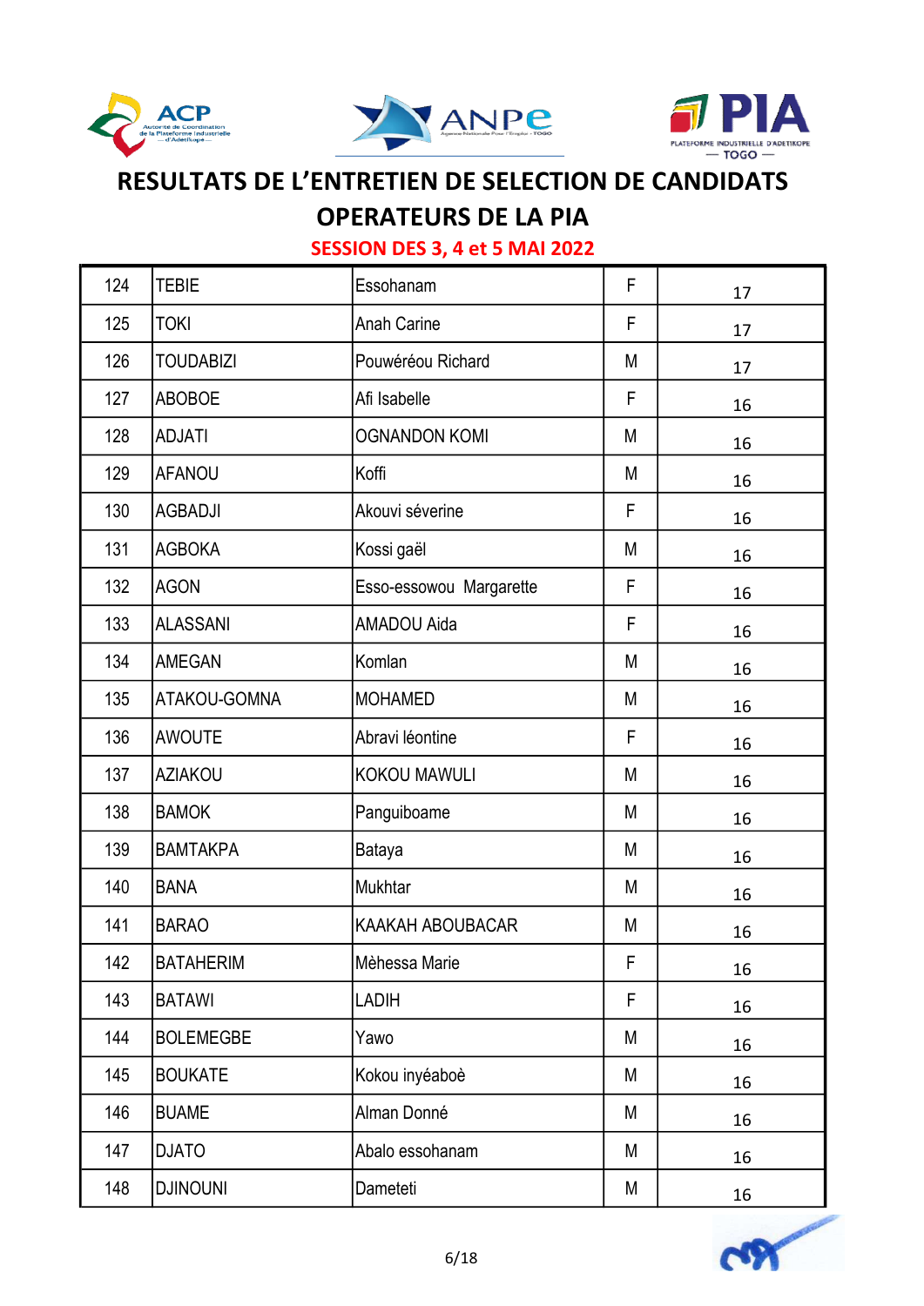# RESULTATS DE L'ENTRETIEN DE SELECTION DE CANDIDATS OPERATEURS DE LA PIA

## SESSION DES 3, 4 et 5 MAI 2022

| | | | | |
|---|---|---|---|---|
| 124 | TEBIE | Essohanam | F | 17 |
| 125 | TOKI | Anah Carine | F | 17 |
| 126 | TOUDABIZI | Pouwéréou Richard | M | 17 |
| 127 | ABOBOE | Afi Isabelle | F | 16 |
| 128 | ADJATI | OGNANDON KOMI | M | 16 |
| 129 | AFANOU | Koffi | M | 16 |
| 130 | AGBADJI | Akouvi séverine | F | 16 |
| 131 | AGBOKA | Kossi gaël | M | 16 |
| 132 | AGON | Esso-essowou Margarette | F | 16 |
| 133 | ALASSANI | AMADOU Aida | F | 16 |
| 134 | AMEGAN | Komlan | M | 16 |
| 135 | ATAKOU-GOMNA | MOHAMED | M | 16 |
| 136 | AWOUTE | Abravi léontine | F | 16 |
| 137 | AZIAKOU | KOKOU MAWULI | M | 16 |
| 138 | BAMOK | Panguiboame | M | 16 |
| 139 | BAMTAKPA | Bataya | M | 16 |
| 140 | BANA | Mukhtar | M | 16 |
| 141 | BARAO | KAAKAH ABOUBACAR | M | 16 |
| 142 | BATAHERIM | Mèhessa Marie | F | 16 |
| 143 | BATAWI | LADIH | F | 16 |
| 144 | BOLEMEGBE | Yawo | M | 16 |
| 145 | BOUKATE | Kokou inyéaboè | M | 16 |
| 146 | BUAME | Alman Donné | M | 16 |
| 147 | DJATO | Abalo essohanam | M | 16 |
| 148 | DJINOUNI | Dameteti | M | 16 |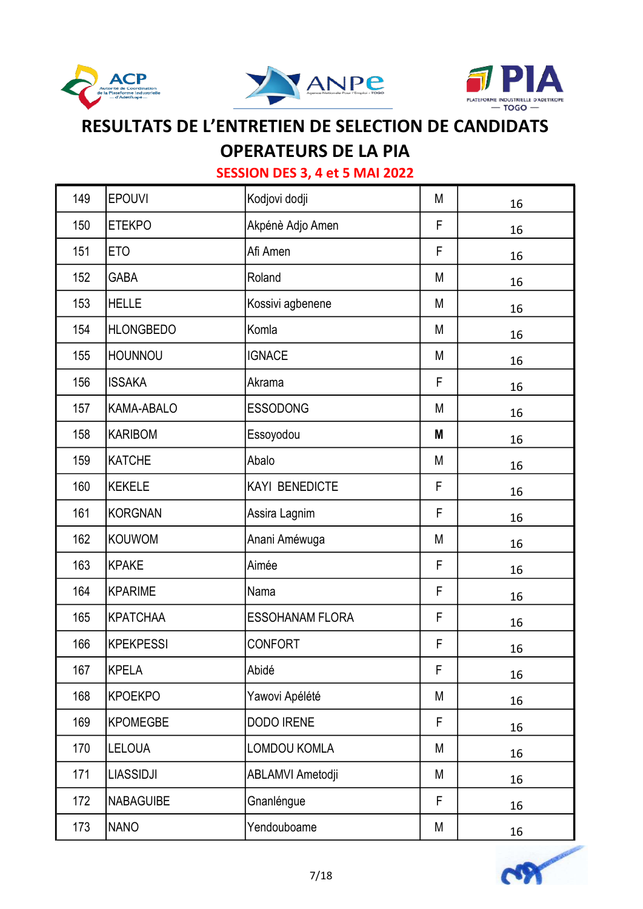# RESULTATS DE L'ENTRETIEN DE SELECTION DE CANDIDATS OPERATEURS DE LA PIA

## SESSION DES 3, 4 et 5 MAI 2022

| | | | | |
|---|---|---|---|---|
| 149 | EPOUVI | Kodjovi dodji | M | 16 |
| 150 | ETEKPO | Akpénè Adjo Amen | F | 16 |
| 151 | ETO | Afi Amen | F | 16 |
| 152 | GABA | Roland | M | 16 |
| 153 | HELLE | Kossivi agbenene | M | 16 |
| 154 | HLONGBEDO | Komla | M | 16 |
| 155 | HOUNNOU | IGNACE | M | 16 |
| 156 | ISSAKA | Akrama | F | 16 |
| 157 | KAMA-ABALO | ESSODONG | M | 16 |
| 158 | KARIBOM | Essoyodou | **M** | 16 |
| 159 | KATCHE | Abalo | M | 16 |
| 160 | KEKELE | KAYI BENEDICTE | F | 16 |
| 161 | KORGNAN | Assira Lagnim | F | 16 |
| 162 | KOUWOM | Anani Améwuga | M | 16 |
| 163 | KPAKE | Aimée | F | 16 |
| 164 | KPARIME | Nama | F | 16 |
| 165 | KPATCHAA | ESSOHANAM FLORA | F | 16 |
| 166 | KPEKPESSI | CONFORT | F | 16 |
| 167 | KPELA | Abidé | F | 16 |
| 168 | KPOEKPO | Yawovi Apélété | M | 16 |
| 169 | KPOMEGBE | DODO IRENE | F | 16 |
| 170 | LELOUA | LOMDOU KOMLA | M | 16 |
| 171 | LIASSIDJI | ABLAMVI Ametodji | M | 16 |
| 172 | NABAGUIBE | Gnanléngue | F | 16 |
| 173 | NANO | Yendouboame | M | 16 |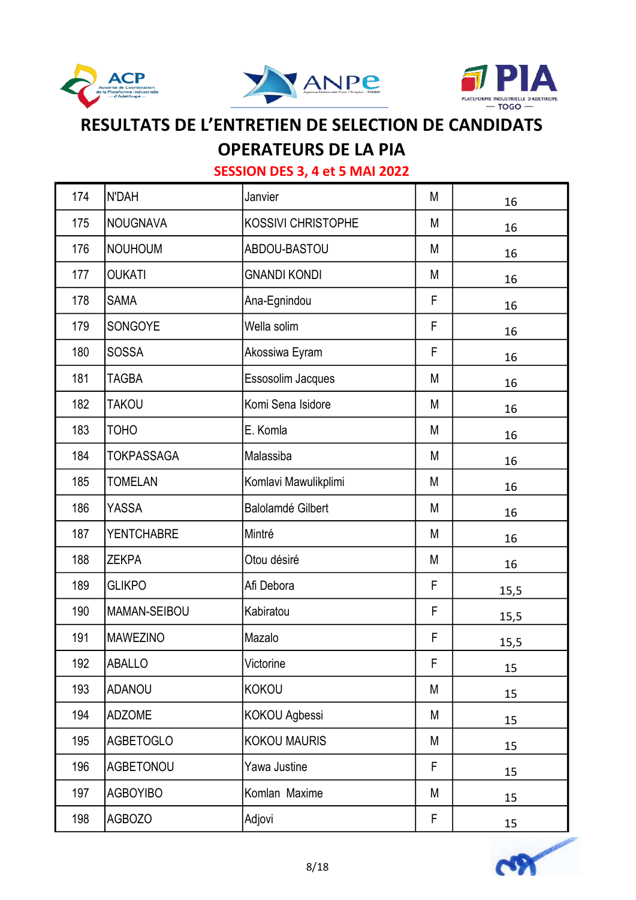# RESULTATS DE L'ENTRETIEN DE SELECTION DE CANDIDATS OPERATEURS DE LA PIA

## SESSION DES 3, 4 et 5 MAI 2022

| | | | | |
|---|---|---|---|---|
| 174 | N'DAH | Janvier | M | 16 |
| 175 | NOUGNAVA | KOSSIVI CHRISTOPHE | M | 16 |
| 176 | NOUHOUM | ABDOU-BASTOU | M | 16 |
| 177 | OUKATI | GNANDI KONDI | M | 16 |
| 178 | SAMA | Ana-Egnindou | F | 16 |
| 179 | SONGOYE | Wella solim | F | 16 |
| 180 | SOSSA | Akossiwa Eyram | F | 16 |
| 181 | TAGBA | Essosolim Jacques | M | 16 |
| 182 | TAKOU | Komi Sena Isidore | M | 16 |
| 183 | TOHO | E. Komla | M | 16 |
| 184 | TOKPASSAGA | Malassiba | M | 16 |
| 185 | TOMELAN | Komlavi Mawulikplimi | M | 16 |
| 186 | YASSA | Balolamdé Gilbert | M | 16 |
| 187 | YENTCHABRE | Mintré | M | 16 |
| 188 | ZEKPA | Otou désiré | M | 16 |
| 189 | GLIKPO | Afi Debora | F | 15,5 |
| 190 | MAMAN-SEIBOU | Kabiratou | F | 15,5 |
| 191 | MAWEZINO | Mazalo | F | 15,5 |
| 192 | ABALLO | Victorine | F | 15 |
| 193 | ADANOU | KOKOU | M | 15 |
| 194 | ADZOME | KOKOU Agbessi | M | 15 |
| 195 | AGBETOGLO | KOKOU MAURIS | M | 15 |
| 196 | AGBETONOU | Yawa Justine | F | 15 |
| 197 | AGBOYIBO | Komlan  Maxime | M | 15 |
| 198 | AGBOZO | Adjovi | F | 15 |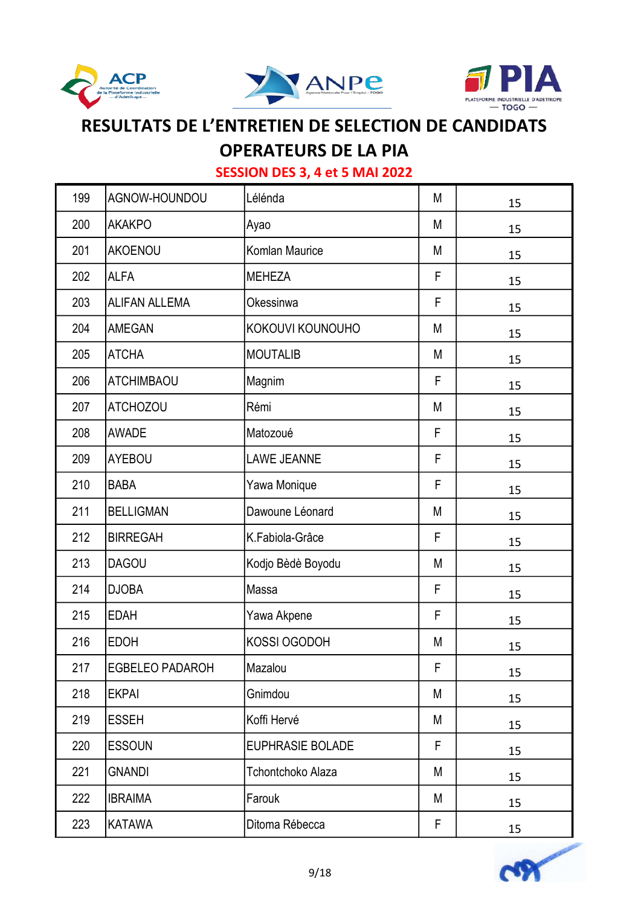# RESULTATS DE L'ENTRETIEN DE SELECTION DE CANDIDATS OPERATEURS DE LA PIA

## SESSION DES 3, 4 et 5 MAI 2022

| | | | | |
|---|---|---|---|---|
| 199 | AGNOW-HOUNDOU | Léléndа | M | 15 |
| 200 | AKAKPO | Ayao | M | 15 |
| 201 | AKOENOU | Komlan Maurice | M | 15 |
| 202 | ALFA | MEHEZA | F | 15 |
| 203 | ALIFAN ALLEMA | Okessinwa | F | 15 |
| 204 | AMEGAN | KOKOUVI KOUNOUHO | M | 15 |
| 205 | ATCHA | MOUTALIB | M | 15 |
| 206 | ATCHIMBAOU | Magnim | F | 15 |
| 207 | ATCHOZOU | Rémi | M | 15 |
| 208 | AWADE | Matozoué | F | 15 |
| 209 | AYEBOU | LAWE JEANNE | F | 15 |
| 210 | BABA | Yawa Monique | F | 15 |
| 211 | BELLIGMAN | Dawoune Léonard | M | 15 |
| 212 | BIRREGAH | K.Fabiola-Grâce | F | 15 |
| 213 | DAGOU | Kodjo Bèdè Boyodu | M | 15 |
| 214 | DJOBA | Massa | F | 15 |
| 215 | EDAH | Yawa Akpene | F | 15 |
| 216 | EDOH | KOSSI OGODOH | M | 15 |
| 217 | EGBELEO PADAROH | Mazalou | F | 15 |
| 218 | EKPAI | Gnimdou | M | 15 |
| 219 | ESSEH | Koffi Hervé | M | 15 |
| 220 | ESSOUN | EUPHRASIE BOLADE | F | 15 |
| 221 | GNANDI | Tchontchoko Alaza | M | 15 |
| 222 | IBRAIMA | Farouk | M | 15 |
| 223 | KATAWA | Ditoma Rébecca | F | 15 |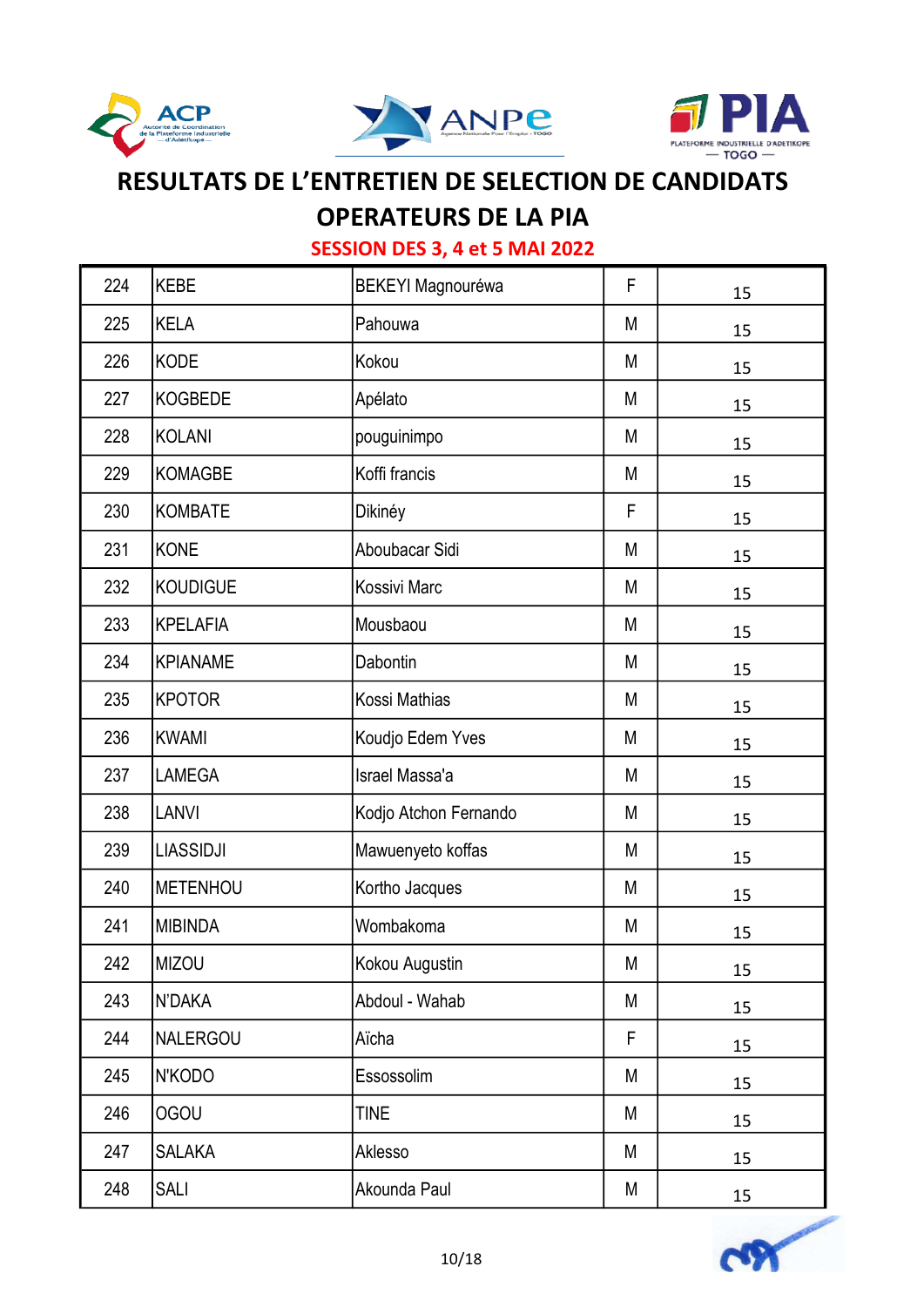# RESULTATS DE L'ENTRETIEN DE SELECTION DE CANDIDATS OPERATEURS DE LA PIA

## SESSION DES 3, 4 et 5 MAI 2022

| | | | | |
|---|---|---|---|---|
| 224 | KEBE | BEKEYI Magnouréwa | F | 15 |
| 225 | KELA | Pahouwa | M | 15 |
| 226 | KODE | Kokou | M | 15 |
| 227 | KOGBEDE | Apélato | M | 15 |
| 228 | KOLANI | pouguinimpo | M | 15 |
| 229 | KOMAGBE | Koffi francis | M | 15 |
| 230 | KOMBATE | Dikinéy | F | 15 |
| 231 | KONE | Aboubacar Sidi | M | 15 |
| 232 | KOUDIGUE | Kossivi Marc | M | 15 |
| 233 | KPELAFIA | Mousbaou | M | 15 |
| 234 | KPIANAME | Dabontin | M | 15 |
| 235 | KPOTOR | Kossi Mathias | M | 15 |
| 236 | KWAMI | Koudjo Edem Yves | M | 15 |
| 237 | LAMEGA | Israel Massa'a | M | 15 |
| 238 | LANVI | Kodjo Atchon Fernando | M | 15 |
| 239 | LIASSIDJI | Mawuenyeto koffas | M | 15 |
| 240 | METENHOU | Kortho Jacques | M | 15 |
| 241 | MIBINDA | Wombakoma | M | 15 |
| 242 | MIZOU | Kokou Augustin | M | 15 |
| 243 | N'DAKA | Abdoul - Wahab | M | 15 |
| 244 | NALERGOU | Aïcha | F | 15 |
| 245 | N'KODO | Essossolim | M | 15 |
| 246 | OGOU | TINE | M | 15 |
| 247 | SALAKA | Aklesso | M | 15 |
| 248 | SALI | Akounda Paul | M | 15 |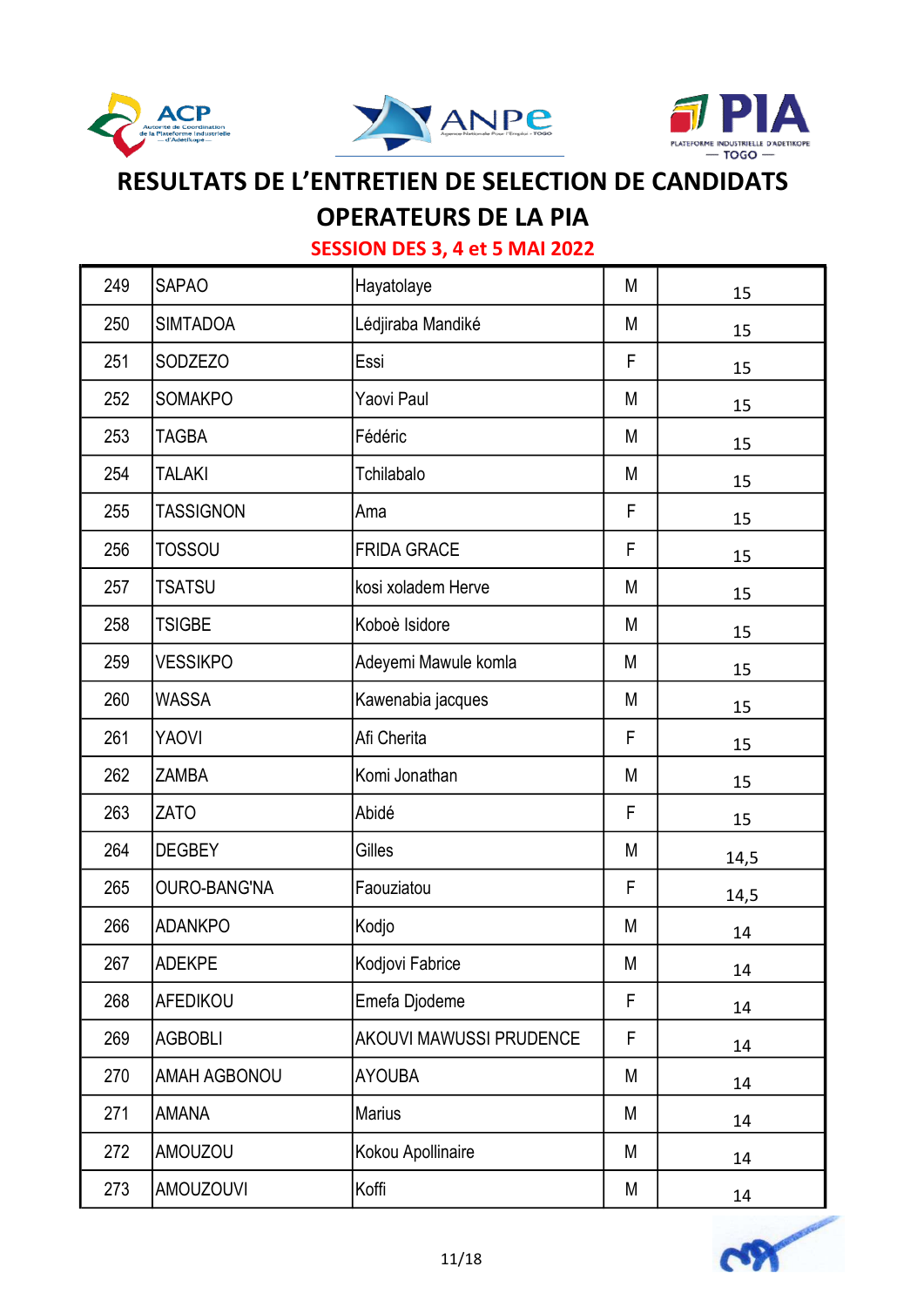# RESULTATS DE L'ENTRETIEN DE SELECTION DE CANDIDATS OPERATEURS DE LA PIA

## SESSION DES 3, 4 et 5 MAI 2022

| | | | | |
|---|---|---|---|---|
| 249 | SAPAO | Hayatolaye | M | 15 |
| 250 | SIMTADOA | Lédjiraba Mandiké | M | 15 |
| 251 | SODZEZO | Essi | F | 15 |
| 252 | SOMAKPO | Yaovi Paul | M | 15 |
| 253 | TAGBA | Fédéric | M | 15 |
| 254 | TALAKI | Tchilabalo | M | 15 |
| 255 | TASSIGNON | Ama | F | 15 |
| 256 | TOSSOU | FRIDA GRACE | F | 15 |
| 257 | TSATSU | kosi xoladem Herve | M | 15 |
| 258 | TSIGBE | Koboè Isidore | M | 15 |
| 259 | VESSIKPO | Adeyemi Mawule komla | M | 15 |
| 260 | WASSA | Kawenabia jacques | M | 15 |
| 261 | YAOVI | Afi Cherita | F | 15 |
| 262 | ZAMBA | Komi Jonathan | M | 15 |
| 263 | ZATO | Abidé | F | 15 |
| 264 | DEGBEY | Gilles | M | 14,5 |
| 265 | OURO-BANG'NA | Faouziatou | F | 14,5 |
| 266 | ADANKPO | Kodjo | M | 14 |
| 267 | ADEKPE | Kodjovi Fabrice | M | 14 |
| 268 | AFEDIKOU | Emefa Djodeme | F | 14 |
| 269 | AGBOBLI | AKOUVI MAWUSSI PRUDENCE | F | 14 |
| 270 | AMAH AGBONOU | AYOUBA | M | 14 |
| 271 | AMANA | Marius | M | 14 |
| 272 | AMOUZOU | Kokou Apollinaire | M | 14 |
| 273 | AMOUZOUVI | Koffi | M | 14 |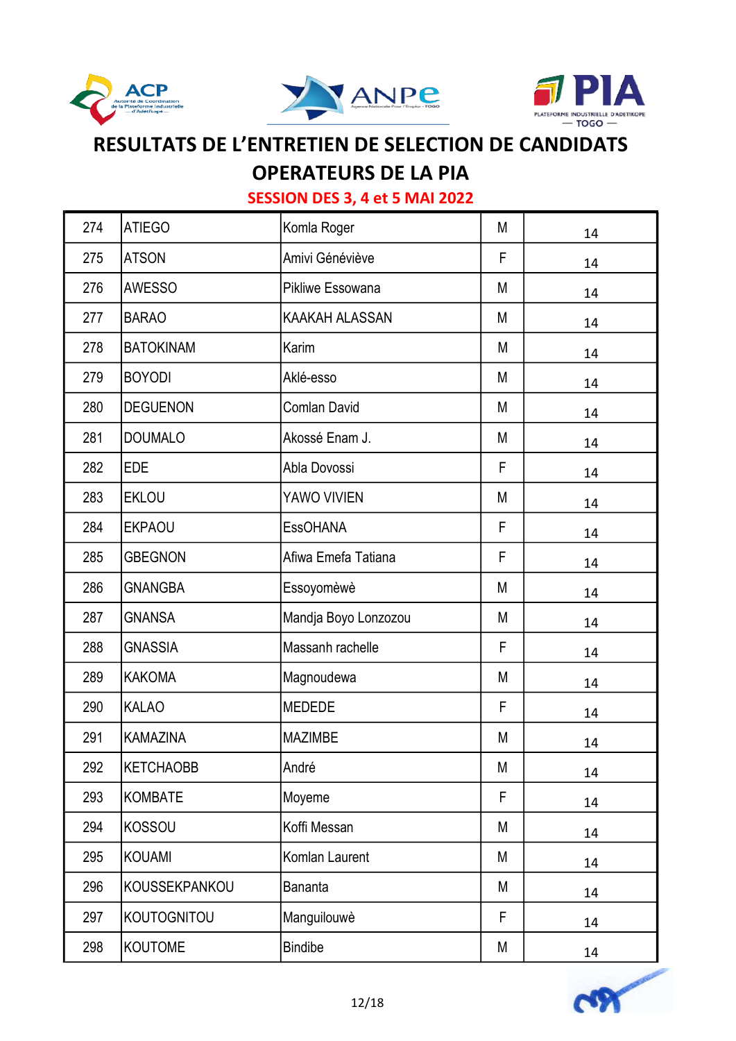# RESULTATS DE L'ENTRETIEN DE SELECTION DE CANDIDATS OPERATEURS DE LA PIA

## SESSION DES 3, 4 et 5 MAI 2022

| | | | | |
|---|---|---|---|---|
| 274 | ATIEGO | Komla Roger | M | 14 |
| 275 | ATSON | Amivi Généviève | F | 14 |
| 276 | AWESSO | Pikliwe Essowana | M | 14 |
| 277 | BARAO | KAAKAH ALASSAN | M | 14 |
| 278 | BATOKINAM | Karim | M | 14 |
| 279 | BOYODI | Aklé-esso | M | 14 |
| 280 | DEGUENON | Comlan David | M | 14 |
| 281 | DOUMALO | Akossé Enam J. | M | 14 |
| 282 | EDE | Abla Dovossi | F | 14 |
| 283 | EKLOU | YAWO VIVIEN | M | 14 |
| 284 | EKPAOU | EssOHANA | F | 14 |
| 285 | GBEGNON | Afiwa Emefa Tatiana | F | 14 |
| 286 | GNANGBA | Essoyomèwè | M | 14 |
| 287 | GNANSA | Mandja Boyo Lonzozou | M | 14 |
| 288 | GNASSIA | Massanh rachelle | F | 14 |
| 289 | KAKOMA | Magnoudewa | M | 14 |
| 290 | KALAO | MEDEDE | F | 14 |
| 291 | KAMAZINA | MAZIMBE | M | 14 |
| 292 | KETCHAOBB | André | M | 14 |
| 293 | KOMBATE | Moyeme | F | 14 |
| 294 | KOSSOU | Koffi Messan | M | 14 |
| 295 | KOUAMI | Komlan Laurent | M | 14 |
| 296 | KOUSSEKPANKOU | Bananta | M | 14 |
| 297 | KOUTOGNITOU | Manguilouwè | F | 14 |
| 298 | KOUTOME | Bindibe | M | 14 |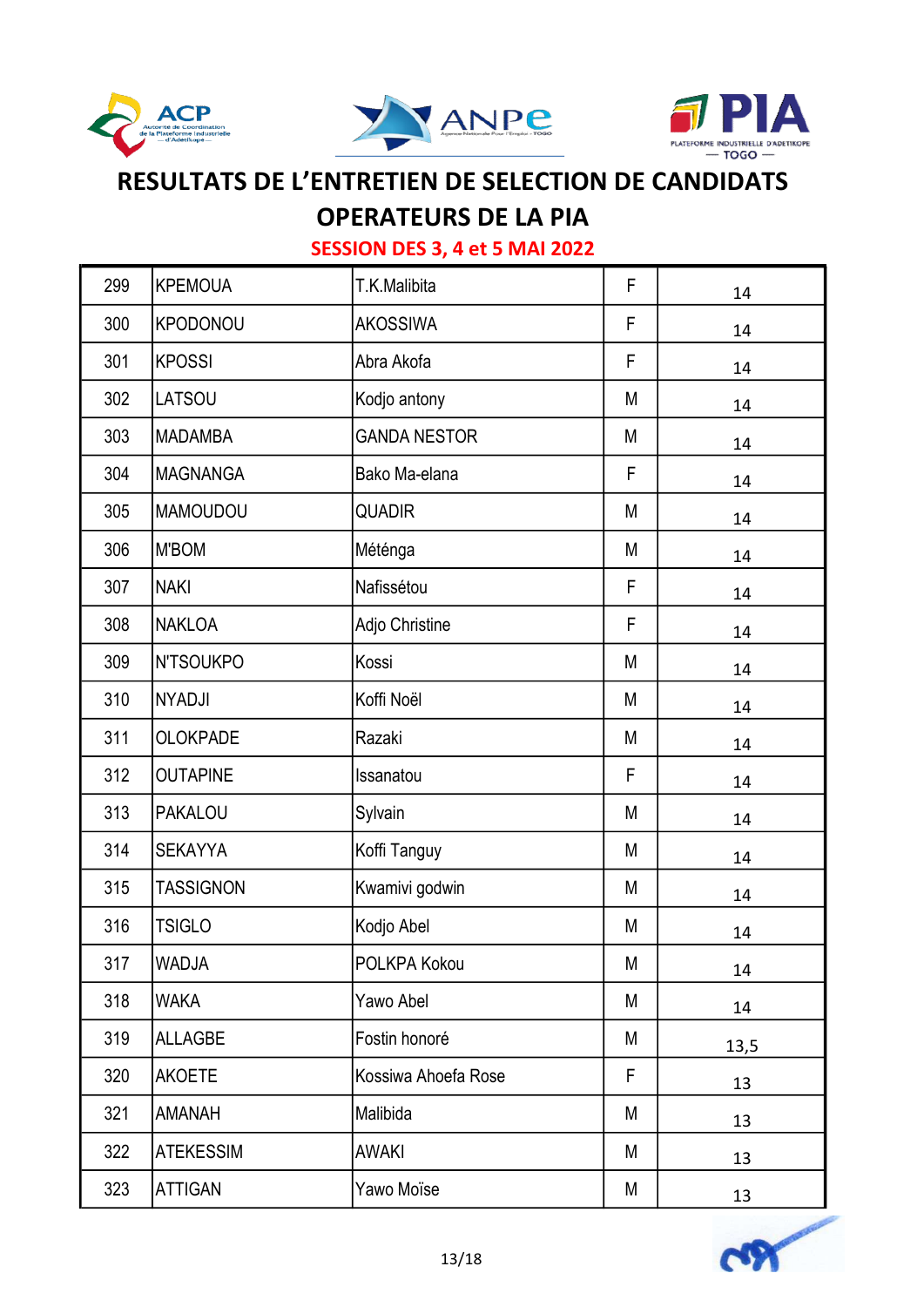# RESULTATS DE L'ENTRETIEN DE SELECTION DE CANDIDATS OPERATEURS DE LA PIA

## SESSION DES 3, 4 et 5 MAI 2022

| | | | | |
|---|---|---|---|---|
| 299 | KPEMOUA | T.K.Malibita | F | 14 |
| 300 | KPODONOU | AKOSSIWA | F | 14 |
| 301 | KPOSSI | Abra Akofa | F | 14 |
| 302 | LATSOU | Kodjo antony | M | 14 |
| 303 | MADAMBA | GANDA NESTOR | M | 14 |
| 304 | MAGNANGA | Bako Ma-elana | F | 14 |
| 305 | MAMOUDOU | QUADIR | M | 14 |
| 306 | M'BOM | Méténga | M | 14 |
| 307 | NAKI | Nafissétou | F | 14 |
| 308 | NAKLOA | Adjo Christine | F | 14 |
| 309 | N'TSOUKPO | Kossi | M | 14 |
| 310 | NYADJI | Koffi Noël | M | 14 |
| 311 | OLOKPADE | Razaki | M | 14 |
| 312 | OUTAPINE | Issanatou | F | 14 |
| 313 | PAKALOU | Sylvain | M | 14 |
| 314 | SEKAYYA | Koffi Tanguy | M | 14 |
| 315 | TASSIGNON | Kwamivi godwin | M | 14 |
| 316 | TSIGLO | Kodjo Abel | M | 14 |
| 317 | WADJA | POLKPA Kokou | M | 14 |
| 318 | WAKA | Yawo Abel | M | 14 |
| 319 | ALLAGBE | Fostin honoré | M | 13,5 |
| 320 | AKOETE | Kossiwa Ahoefa Rose | F | 13 |
| 321 | AMANAH | Malibida | M | 13 |
| 322 | ATEKESSIM | AWAKI | M | 13 |
| 323 | ATTIGAN | Yawo Moïse | M | 13 |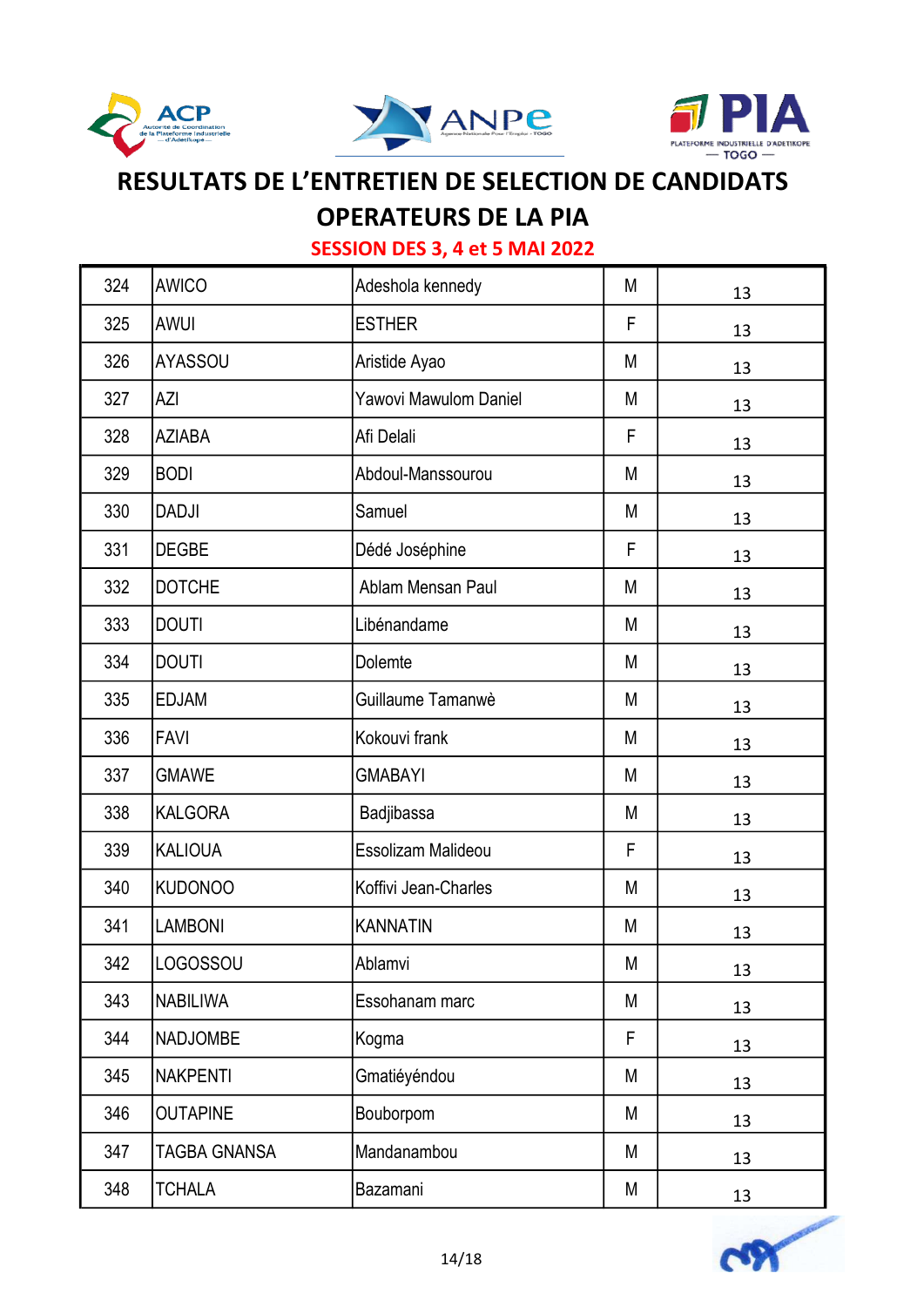# RESULTATS DE L'ENTRETIEN DE SELECTION DE CANDIDATS OPERATEURS DE LA PIA

## SESSION DES 3, 4 et 5 MAI 2022

| | | | | |
|---|---|---|---|---|
| 324 | AWICO | Adeshola kennedy | M | 13 |
| 325 | AWUI | ESTHER | F | 13 |
| 326 | AYASSOU | Aristide Ayao | M | 13 |
| 327 | AZI | Yawovi Mawulom Daniel | M | 13 |
| 328 | AZIABA | Afi Delali | F | 13 |
| 329 | BODI | Abdoul-Manssourou | M | 13 |
| 330 | DADJI | Samuel | M | 13 |
| 331 | DEGBE | Dédé Joséphine | F | 13 |
| 332 | DOTCHE | Ablam Mensan Paul | M | 13 |
| 333 | DOUTI | Libénandame | M | 13 |
| 334 | DOUTI | Dolemte | M | 13 |
| 335 | EDJAM | Guillaume Tamanwè | M | 13 |
| 336 | FAVI | Kokouvi frank | M | 13 |
| 337 | GMAWE | GMABAYI | M | 13 |
| 338 | KALGORA | Badjibassa | M | 13 |
| 339 | KALIOUA | Essolizam Malideou | F | 13 |
| 340 | KUDONOO | Koffivi Jean-Charles | M | 13 |
| 341 | LAMBONI | KANNATIN | M | 13 |
| 342 | LOGOSSOU | Ablamvi | M | 13 |
| 343 | NABILIWA | Essohanam marc | M | 13 |
| 344 | NADJOMBE | Kogma | F | 13 |
| 345 | NAKPENTI | Gmatiéyéndou | M | 13 |
| 346 | OUTAPINE | Bouborpom | M | 13 |
| 347 | TAGBA GNANSA | Mandanambou | M | 13 |
| 348 | TCHALA | Bazamani | M | 13 |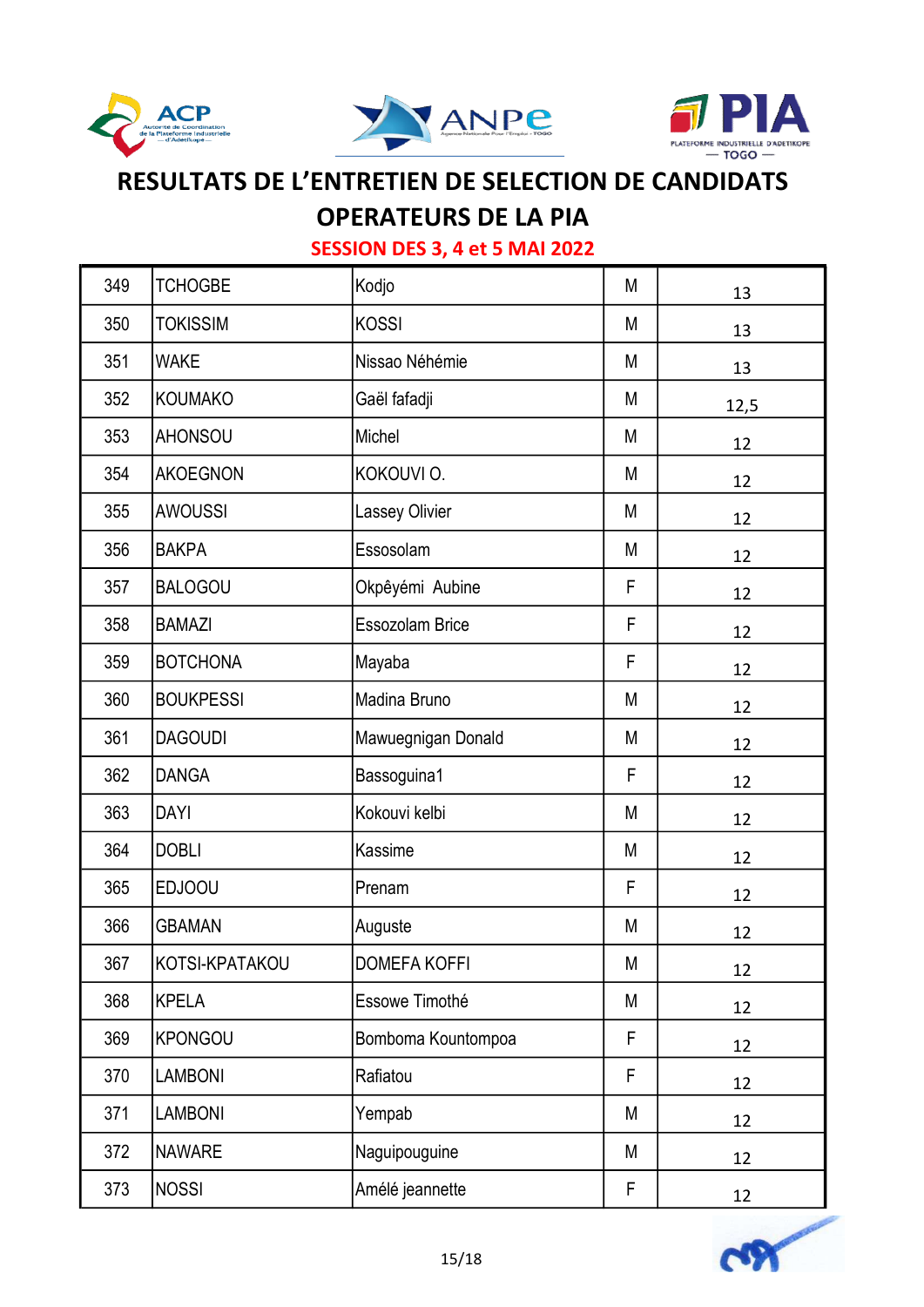# RESULTATS DE L'ENTRETIEN DE SELECTION DE CANDIDATS OPERATEURS DE LA PIA

## SESSION DES 3, 4 et 5 MAI 2022

| | | | | |
|---|---|---|---|---|
| 349 | TCHOGBE | Kodjo | M | 13 |
| 350 | TOKISSIM | KOSSI | M | 13 |
| 351 | WAKE | Nissao Néhémie | M | 13 |
| 352 | KOUMAKO | Gaël fafadji | M | 12,5 |
| 353 | AHONSOU | Michel | M | 12 |
| 354 | AKOEGNON | KOKOUVI O. | M | 12 |
| 355 | AWOUSSI | Lassey Olivier | M | 12 |
| 356 | BAKPA | Essosolam | M | 12 |
| 357 | BALOGOU | Okpêyémi Aubine | F | 12 |
| 358 | BAMAZI | Essozolam Brice | F | 12 |
| 359 | BOTCHONA | Mayaba | F | 12 |
| 360 | BOUKPESSI | Madina Bruno | M | 12 |
| 361 | DAGOUDI | Mawuegnigan Donald | M | 12 |
| 362 | DANGA | Bassoguina1 | F | 12 |
| 363 | DAYI | Kokouvi kelbi | M | 12 |
| 364 | DOBLI | Kassime | M | 12 |
| 365 | EDJOOU | Prenam | F | 12 |
| 366 | GBAMAN | Auguste | M | 12 |
| 367 | KOTSI-KPATAKOU | DOMEFA KOFFI | M | 12 |
| 368 | KPELA | Essowe Timothé | M | 12 |
| 369 | KPONGOU | Bomboma Kountompoa | F | 12 |
| 370 | LAMBONI | Rafiatou | F | 12 |
| 371 | LAMBONI | Yempab | M | 12 |
| 372 | NAWARE | Naguipouguine | M | 12 |
| 373 | NOSSI | Amélé jeannette | F | 12 |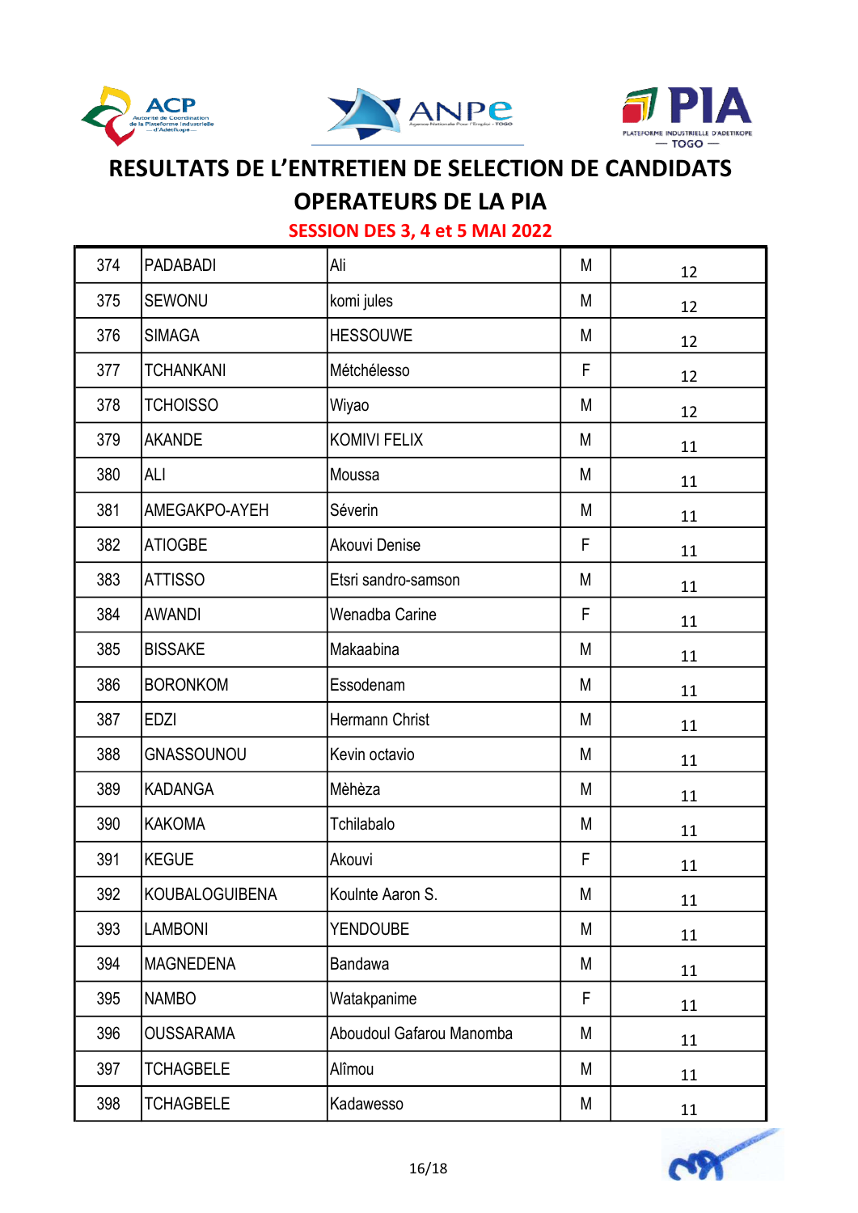# RESULTATS DE L'ENTRETIEN DE SELECTION DE CANDIDATS OPERATEURS DE LA PIA

## SESSION DES 3, 4 et 5 MAI 2022

| | | | | |
|---|---|---|---|---|
| 374 | PADABADI | Ali | M | 12 |
| 375 | SEWONU | komi jules | M | 12 |
| 376 | SIMAGA | HESSOUWE | M | 12 |
| 377 | TCHANKANI | Métchélesso | F | 12 |
| 378 | TCHOISSO | Wiyao | M | 12 |
| 379 | AKANDE | KOMIVI FELIX | M | 11 |
| 380 | ALI | Moussa | M | 11 |
| 381 | AMEGAKPO-AYEH | Séverin | M | 11 |
| 382 | ATIOGBE | Akouvi Denise | F | 11 |
| 383 | ATTISSO | Etsri sandro-samson | M | 11 |
| 384 | AWANDI | Wenadba Carine | F | 11 |
| 385 | BISSAKE | Makaabina | M | 11 |
| 386 | BORONKOM | Essodenam | M | 11 |
| 387 | EDZI | Hermann Christ | M | 11 |
| 388 | GNASSOUNOU | Kevin octavio | M | 11 |
| 389 | KADANGA | Mèhèza | M | 11 |
| 390 | KAKOMA | Tchilabalo | M | 11 |
| 391 | KEGUE | Akouvi | F | 11 |
| 392 | KOUBALOGUIBENA | Koulnte Aaron S. | M | 11 |
| 393 | LAMBONI | YENDOUBE | M | 11 |
| 394 | MAGNEDENA | Bandawa | M | 11 |
| 395 | NAMBO | Watakpanime | F | 11 |
| 396 | OUSSARAMA | Aboudoul Gafarou Manomba | M | 11 |
| 397 | TCHAGBELE | Alîmou | M | 11 |
| 398 | TCHAGBELE | Kadawesso | M | 11 |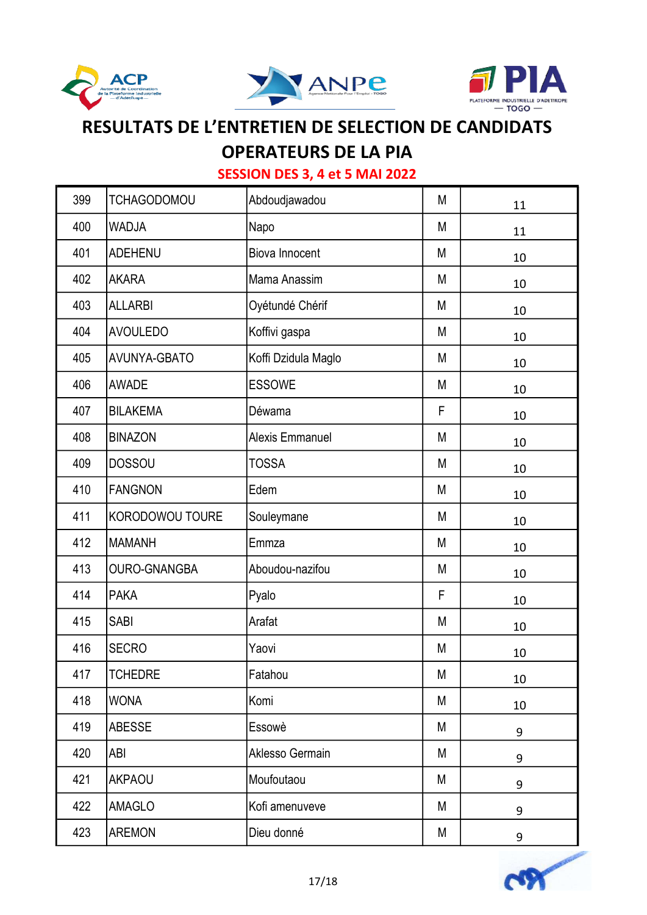# RESULTATS DE L'ENTRETIEN DE SELECTION DE CANDIDATS OPERATEURS DE LA PIA

## SESSION DES 3, 4 et 5 MAI 2022

| | | | | |
|---|---|---|---|---|
| 399 | TCHAGODOMOU | Abdoudjawadou | M | 11 |
| 400 | WADJA | Napo | M | 11 |
| 401 | ADEHENU | Biova Innocent | M | 10 |
| 402 | AKARA | Mama Anassim | M | 10 |
| 403 | ALLARBI | Oyétundé Chérif | M | 10 |
| 404 | AVOULEDO | Koffivi gaspa | M | 10 |
| 405 | AVUNYA-GBATO | Koffi Dzidula Maglo | M | 10 |
| 406 | AWADE | ESSOWE | M | 10 |
| 407 | BILAKEMA | Déwama | F | 10 |
| 408 | BINAZON | Alexis Emmanuel | M | 10 |
| 409 | DOSSOU | TOSSA | M | 10 |
| 410 | FANGNON | Edem | M | 10 |
| 411 | KORODOWOU TOURE | Souleymane | M | 10 |
| 412 | MAMANH | Emmza | M | 10 |
| 413 | OURO-GNANGBA | Aboudou-nazifou | M | 10 |
| 414 | PAKA | Pyalo | F | 10 |
| 415 | SABI | Arafat | M | 10 |
| 416 | SECRO | Yaovi | M | 10 |
| 417 | TCHEDRE | Fatahou | M | 10 |
| 418 | WONA | Komi | M | 10 |
| 419 | ABESSE | Essowè | M | 9 |
| 420 | ABI | Aklesso Germain | M | 9 |
| 421 | AKPAOU | Moufoutaou | M | 9 |
| 422 | AMAGLO | Kofi amenuveve | M | 9 |
| 423 | AREMON | Dieu donné | M | 9 |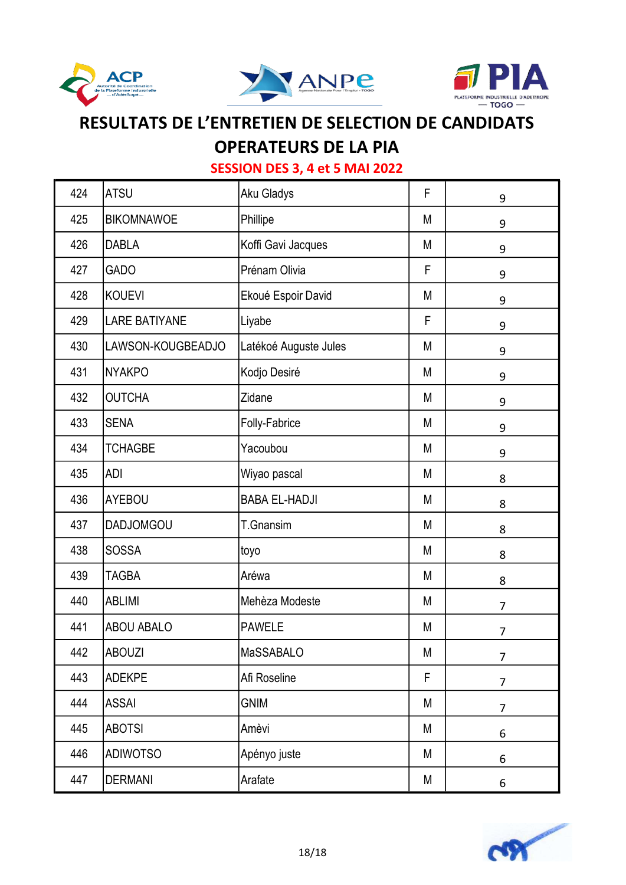# RESULTATS DE L'ENTRETIEN DE SELECTION DE CANDIDATS OPERATEURS DE LA PIA

## SESSION DES 3, 4 et 5 MAI 2022

| | | | | |
|---|---|---|---|---|
| 424 | ATSU | Aku Gladys | F | 9 |
| 425 | BIKOMNAWOE | Phillipe | M | 9 |
| 426 | DABLA | Koffi Gavi Jacques | M | 9 |
| 427 | GADO | Prénam Olivia | F | 9 |
| 428 | KOUEVI | Ekoué Espoir David | M | 9 |
| 429 | LARE BATIYANE | Liyabe | F | 9 |
| 430 | LAWSON-KOUGBEADJO | Latékoé Auguste Jules | M | 9 |
| 431 | NYAKPO | Kodjo Desiré | M | 9 |
| 432 | OUTCHA | Zidane | M | 9 |
| 433 | SENA | Folly-Fabrice | M | 9 |
| 434 | TCHAGBE | Yacoubou | M | 9 |
| 435 | ADI | Wiyao pascal | M | 8 |
| 436 | AYEBOU | BABA EL-HADJI | M | 8 |
| 437 | DADJOMGOU | T.Gnansim | M | 8 |
| 438 | SOSSA | toyo | M | 8 |
| 439 | TAGBA | Aréwa | M | 8 |
| 440 | ABLIMI | Mehèza Modeste | M | 7 |
| 441 | ABOU ABALO | PAWELE | M | 7 |
| 442 | ABOUZI | MaSSABALO | M | 7 |
| 443 | ADEKPE | Afi Roseline | F | 7 |
| 444 | ASSAI | GNIM | M | 7 |
| 445 | ABOTSI | Amèvi | M | 6 |
| 446 | ADIWOTSO | Apényo juste | M | 6 |
| 447 | DERMANI | Arafate | M | 6 |